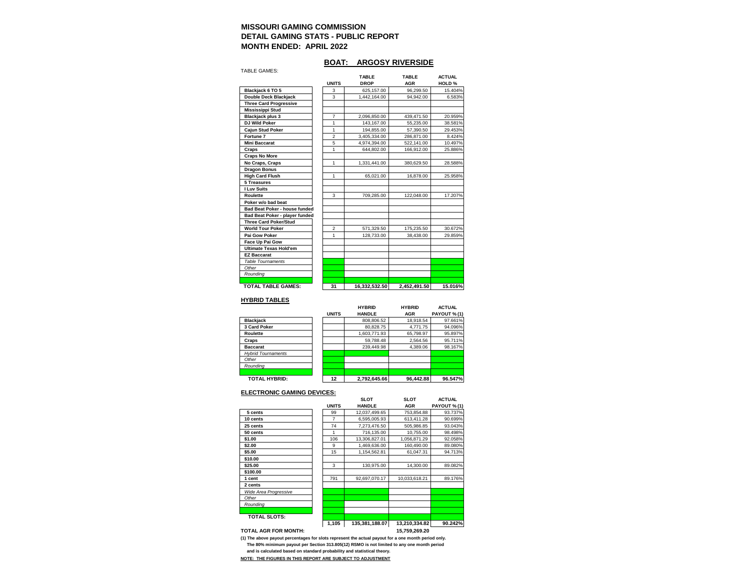# MISSOURI GAMING COMMISSION
## DETAIL GAMING STATS - PUBLIC REPORT
## MONTH ENDED: APRIL 2022

### BOAT: ARGOSY RIVERSIDE

TABLE GAMES:

| | UNITS | TABLE DROP | TABLE AGR | ACTUAL HOLD % |
|---|---|---|---|---|
| **Blackjack 6 TO 5** | 3 | 625,157.00 | 96,299.50 | 15.404% |
| **Double Deck Blackjack** | 3 | 1,442,164.00 | 94,942.00 | 6.583% |
| **Three Card Progressive** | | | | |
| **Mississippi Stud** | | | | |
| **Blackjack plus 3** | 7 | 2,096,850.00 | 439,471.50 | 20.959% |
| **DJ Wild Poker** | 1 | 143,167.00 | 55,235.00 | 38.581% |
| **Cajun Stud Poker** | 1 | 194,855.00 | 57,390.50 | 29.453% |
| **Fortune 7** | 2 | 3,405,334.00 | 286,871.00 | 8.424% |
| **Mini Baccarat** | 5 | 4,974,394.00 | 522,141.00 | 10.497% |
| **Craps** | 1 | 644,802.00 | 166,912.00 | 25.886% |
| **Craps No More** | | | | |
| **No Craps, Craps** | 1 | 1,331,441.00 | 380,629.50 | 28.588% |
| **Dragon Bonus** | | | | |
| **High Card Flush** | 1 | 65,021.00 | 16,878.00 | 25.958% |
| **5 Treasures** | | | | |
| **I Luv Suits** | | | | |
| **Roulette** | 3 | 709,285.00 | 122,048.00 | 17.207% |
| **Poker w/o bad beat** | | | | |
| **Bad Beat Poker - house funded** | | | | |
| **Bad Beat Poker - player funded** | | | | |
| **Three Card Poker/Stud** | | | | |
| **World Tour Poker** | 2 | 571,329.50 | 175,235.50 | 30.672% |
| **Pai Gow Poker** | 1 | 128,733.00 | 38,438.00 | 29.859% |
| **Face Up Pai Gow** | | | | |
| **Ultimate Texas Hold'em** | | | | |
| **EZ Baccarat** | | | | |
| *Table Tournaments* | | | | |
| *Other* | | | | |
| *Rounding* | | | | |
| **TOTAL TABLE GAMES:** | **31** | **16,332,532.50** | **2,452,491.50** | **15.016%** |

### HYBRID TABLES

| | UNITS | HYBRID HANDLE | HYBRID AGR | ACTUAL PAYOUT % (1) |
|---|---|---|---|---|
| **Blackjack** | | 808,806.52 | 18,918.54 | 97.661% |
| **3 Card Poker** | | 80,828.75 | 4,771.75 | 94.096% |
| **Roulette** | | 1,603,771.93 | 65,798.97 | 95.897% |
| **Craps** | | 59,788.48 | 2,564.56 | 95.711% |
| **Baccarat** | | 239,449.98 | 4,389.06 | 98.167% |
| *Hybrid Tournaments* | | | | |
| *Other* | | | | |
| *Rounding* | | | | |
| **TOTAL HYBRID:** | **12** | **2,792,645.66** | **96,442.88** | **96.547%** |

### ELECTRONIC GAMING DEVICES:

| | UNITS | SLOT HANDLE | SLOT AGR | ACTUAL PAYOUT % (1) |
|---|---|---|---|---|
| **5 cents** | 99 | 12,037,499.65 | 753,854.88 | 93.737% |
| **10 cents** | 7 | 6,595,005.93 | 613,411.28 | 90.699% |
| **25 cents** | 74 | 7,273,476.50 | 505,986.85 | 93.043% |
| **50 cents** | 1 | 716,135.00 | 10,755.00 | 98.498% |
| **$1.00** | 106 | 13,306,827.01 | 1,056,871.29 | 92.058% |
| **$2.00** | 9 | 1,469,636.00 | 160,490.00 | 89.080% |
| **$5.00** | 15 | 1,154,562.81 | 61,047.31 | 94.713% |
| **$10.00** | | | | |
| **$25.00** | 3 | 130,975.00 | 14,300.00 | 89.082% |
| **$100.00** | | | | |
| **1 cent** | 791 | 92,697,070.17 | 10,033,618.21 | 89.176% |
| **2 cents** | | | | |
| *Wide Area Progressive* | | | | |
| *Other* | | | | |
| *Rounding* | | | | |
| **TOTAL SLOTS:** | **1,105** | **135,381,188.07** | **13,210,334.82** | **90.242%** |

**TOTAL AGR FOR MONTH:** **15,759,269.20**

**(1) The above payout percentages for slots represent the actual payout for a one month period only. The 80% minimum payout per Section 313.805(12) RSMO is not limited to any one month period and is calculated based on standard probability and statistical theory.**

**NOTE: THE FIGURES IN THIS REPORT ARE SUBJECT TO ADJUSTMENT**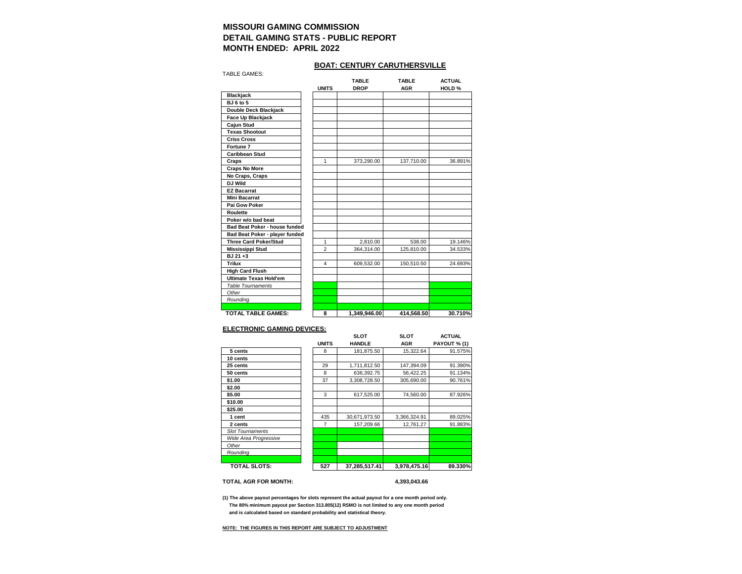# MISSOURI GAMING COMMISSION
# DETAIL GAMING STATS - PUBLIC REPORT
# MONTH ENDED: APRIL 2022

## BOAT: CENTURY CARUTHERSVILLE

TABLE GAMES:

| | UNITS | TABLE DROP | TABLE AGR | ACTUAL HOLD % |
|---|---|---|---|---|
| **Blackjack** | | | | |
| **BJ 6 to 5** | | | | |
| **Double Deck Blackjack** | | | | |
| **Face Up Blackjack** | | | | |
| **Cajun Stud** | | | | |
| **Texas Shootout** | | | | |
| **Criss Cross** | | | | |
| **Fortune 7** | | | | |
| **Caribbean Stud** | | | | |
| **Craps** | 1 | 373,290.00 | 137,710.00 | 36.891% |
| **Craps No More** | | | | |
| **No Craps, Craps** | | | | |
| **DJ Wild** | | | | |
| **EZ Bacarrat** | | | | |
| **Mini Bacarrat** | | | | |
| **Pai Gow Poker** | | | | |
| **Roulette** | | | | |
| **Poker w/o bad beat** | | | | |
| **Bad Beat Poker - house funded** | | | | |
| **Bad Beat Poker - player funded** | | | | |
| **Three Card Poker/Stud** | 1 | 2,810.00 | 538.00 | 19.146% |
| **Mississippi Stud** | 2 | 364,314.00 | 125,810.00 | 34.533% |
| **BJ 21 +3** | | | | |
| **Trilux** | 4 | 609,532.00 | 150,510.50 | 24.693% |
| **High Card Flush** | | | | |
| **Ultimate Texas Hold'em** | | | | |
| *Table Tournaments* | | | | |
| *Other* | | | | |
| *Rounding* | | | | |
| | | | | |
| **TOTAL TABLE GAMES:** | **8** | **1,349,946.00** | **414,568.50** | **30.710%** |

## ELECTRONIC GAMING DEVICES:

| | UNITS | SLOT HANDLE | SLOT AGR | ACTUAL PAYOUT % (1) |
|---|---|---|---|---|
| **5 cents** | 8 | 181,875.50 | 15,322.64 | 91.575% |
| **10 cents** | | | | |
| **25 cents** | 29 | 1,711,812.50 | 147,394.09 | 91.390% |
| **50 cents** | 8 | 636,392.75 | 56,422.25 | 91.134% |
| **$1.00** | 37 | 3,308,728.50 | 305,690.00 | 90.761% |
| **$2.00** | | | | |
| **$5.00** | 3 | 617,525.00 | 74,560.00 | 87.926% |
| **$10.00** | | | | |
| **$25.00** | | | | |
| **1 cent** | 435 | 30,671,973.50 | 3,366,324.91 | 89.025% |
| **2 cents** | 7 | 157,209.66 | 12,761.27 | 91.883% |
| *Slot Tournaments* | | | | |
| *Wide Area Progressive* | | | | |
| *Other* | | | | |
| *Rounding* | | | | |
| | | | | |
| **TOTAL SLOTS:** | **527** | **37,285,517.41** | **3,978,475.16** | **89.330%** |

**TOTAL AGR FOR MONTH:** **4,393,043.66**

**(1) The above payout percentages for slots represent the actual payout for a one month period only. The 80% minimum payout per Section 313.805(12) RSMO is not limited to any one month period and is calculated based on standard probability and statistical theory.**

**NOTE: THE FIGURES IN THIS REPORT ARE SUBJECT TO ADJUSTMENT**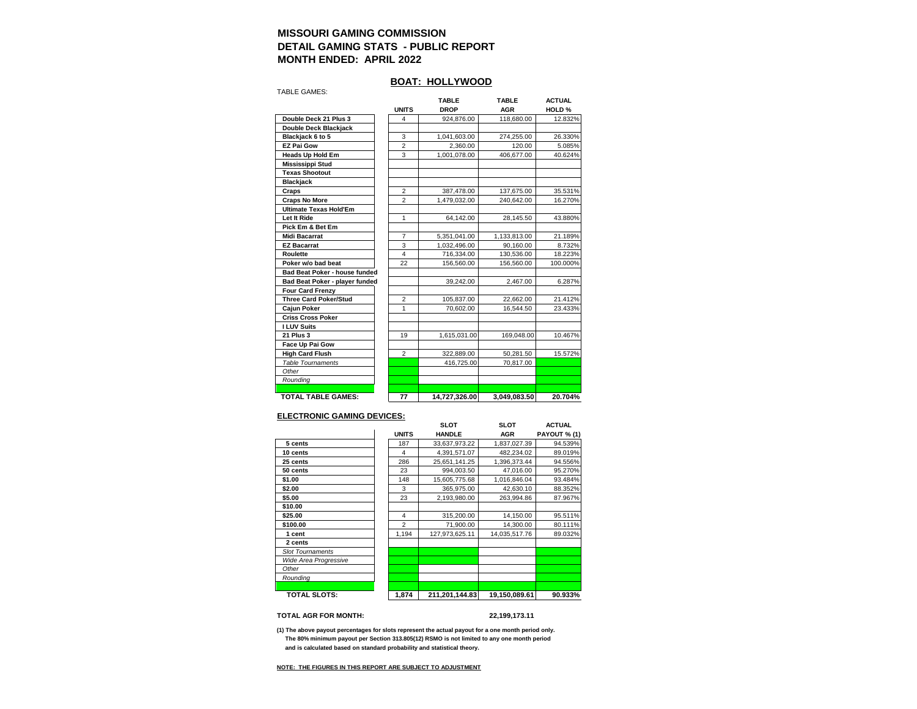# MISSOURI GAMING COMMISSION
# DETAIL GAMING STATS - PUBLIC REPORT
# MONTH ENDED: APRIL 2022

## BOAT: HOLLYWOOD

TABLE GAMES:

| | UNITS | TABLE DROP | TABLE AGR | ACTUAL HOLD % |
|---|---|---|---|---|
| **Double Deck 21 Plus 3** | 4 | 924,876.00 | 118,680.00 | 12.832% |
| **Double Deck Blackjack** | | | | |
| **Blackjack 6 to 5** | 3 | 1,041,603.00 | 274,255.00 | 26.330% |
| **EZ Pai Gow** | 2 | 2,360.00 | 120.00 | 5.085% |
| **Heads Up Hold Em** | 3 | 1,001,078.00 | 406,677.00 | 40.624% |
| **Mississippi Stud** | | | | |
| **Texas Shootout** | | | | |
| **Blackjack** | | | | |
| **Craps** | 2 | 387,478.00 | 137,675.00 | 35.531% |
| **Craps No More** | 2 | 1,479,032.00 | 240,642.00 | 16.270% |
| **Ultimate Texas Hold'Em** | | | | |
| **Let It Ride** | 1 | 64,142.00 | 28,145.50 | 43.880% |
| **Pick Em & Bet Em** | | | | |
| **Midi Bacarrat** | 7 | 5,351,041.00 | 1,133,813.00 | 21.189% |
| **EZ Bacarrat** | 3 | 1,032,496.00 | 90,160.00 | 8.732% |
| **Roulette** | 4 | 716,334.00 | 130,536.00 | 18.223% |
| **Poker w/o bad beat** | 22 | 156,560.00 | 156,560.00 | 100.000% |
| **Bad Beat Poker - house funded** | | | | |
| **Bad Beat Poker - player funded** | | 39,242.00 | 2,467.00 | 6.287% |
| **Four Card Frenzy** | | | | |
| **Three Card Poker/Stud** | 2 | 105,837.00 | 22,662.00 | 21.412% |
| **Cajun Poker** | 1 | 70,602.00 | 16,544.50 | 23.433% |
| **Criss Cross Poker** | | | | |
| **I LUV Suits** | | | | |
| **21 Plus 3** | 19 | 1,615,031.00 | 169,048.00 | 10.467% |
| **Face Up Pai Gow** | | | | |
| **High Card Flush** | 2 | 322,889.00 | 50,281.50 | 15.572% |
| *Table Tournaments* | | 416,725.00 | 70,817.00 | |
| *Other* | | | | |
| *Rounding* | | | | |
| | | | | |
| **TOTAL TABLE GAMES:** | **77** | **14,727,326.00** | **3,049,083.50** | **20.704%** |

**ELECTRONIC GAMING DEVICES:**

| | UNITS | SLOT HANDLE | SLOT AGR | ACTUAL PAYOUT % (1) |
|---|---|---|---|---|
| **5 cents** | 187 | 33,637,973.22 | 1,837,027.39 | 94.539% |
| **10 cents** | 4 | 4,391,571.07 | 482,234.02 | 89.019% |
| **25 cents** | 286 | 25,651,141.25 | 1,396,373.44 | 94.556% |
| **50 cents** | 23 | 994,003.50 | 47,016.00 | 95.270% |
| **$1.00** | 148 | 15,605,775.68 | 1,016,846.04 | 93.484% |
| **$2.00** | 3 | 365,975.00 | 42,630.10 | 88.352% |
| **$5.00** | 23 | 2,193,980.00 | 263,994.86 | 87.967% |
| **$10.00** | | | | |
| **$25.00** | 4 | 315,200.00 | 14,150.00 | 95.511% |
| **$100.00** | 2 | 71,900.00 | 14,300.00 | 80.111% |
| **1 cent** | 1,194 | 127,973,625.11 | 14,035,517.76 | 89.032% |
| **2 cents** | | | | |
| *Slot Tournaments* | | | | |
| *Wide Area Progressive* | | | | |
| *Other* | | | | |
| *Rounding* | | | | |
| | | | | |
| **TOTAL SLOTS:** | **1,874** | **211,201,144.83** | **19,150,089.61** | **90.933%** |

**TOTAL AGR FOR MONTH:** **22,199,173.11**

**(1) The above payout percentages for slots represent the actual payout for a one month period only. The 80% minimum payout per Section 313.805(12) RSMO is not limited to any one month period and is calculated based on standard probability and statistical theory.**

**NOTE: THE FIGURES IN THIS REPORT ARE SUBJECT TO ADJUSTMENT**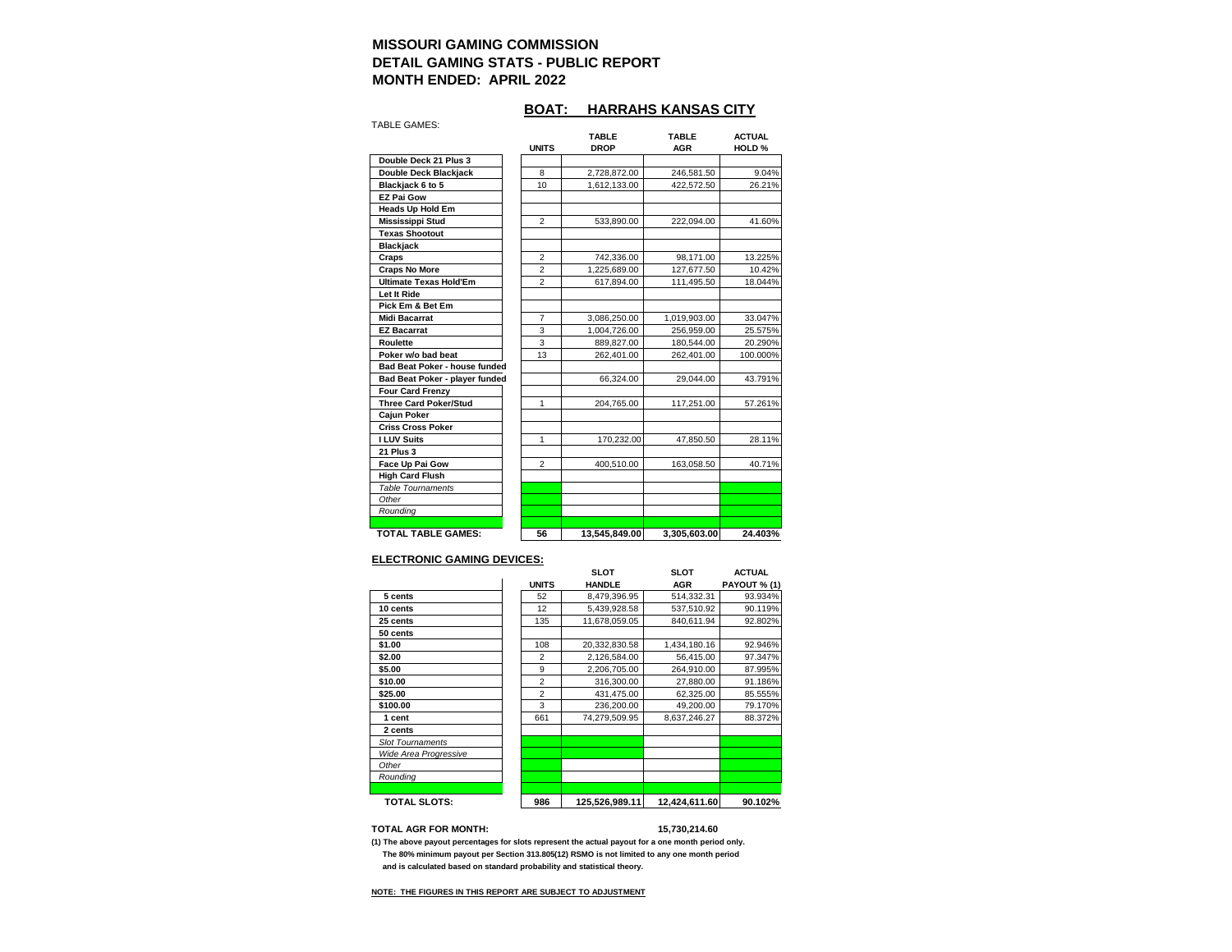# MISSOURI GAMING COMMISSION
# DETAIL GAMING STATS - PUBLIC REPORT
# MONTH ENDED: APRIL 2022

## BOAT: HARRAHS KANSAS CITY

TABLE GAMES:

| | UNITS | TABLE DROP | TABLE AGR | ACTUAL HOLD % |
|---|---|---|---|---|
| **Double Deck 21 Plus 3** | | | | |
| **Double Deck Blackjack** | 8 | 2,728,872.00 | 246,581.50 | 9.04% |
| **Blackjack 6 to 5** | 10 | 1,612,133.00 | 422,572.50 | 26.21% |
| **EZ Pai Gow** | | | | |
| **Heads Up Hold Em** | | | | |
| **Mississippi Stud** | 2 | 533,890.00 | 222,094.00 | 41.60% |
| **Texas Shootout** | | | | |
| **Blackjack** | | | | |
| **Craps** | 2 | 742,336.00 | 98,171.00 | 13.225% |
| **Craps No More** | 2 | 1,225,689.00 | 127,677.50 | 10.42% |
| **Ultimate Texas Hold'Em** | 2 | 617,894.00 | 111,495.50 | 18.044% |
| **Let It Ride** | | | | |
| **Pick Em & Bet Em** | | | | |
| **Midi Bacarrat** | 7 | 3,086,250.00 | 1,019,903.00 | 33.047% |
| **EZ Bacarrat** | 3 | 1,004,726.00 | 256,959.00 | 25.575% |
| **Roulette** | 3 | 889,827.00 | 180,544.00 | 20.290% |
| **Poker w/o bad beat** | 13 | 262,401.00 | 262,401.00 | 100.000% |
| **Bad Beat Poker - house funded** | | | | |
| **Bad Beat Poker - player funded** | | 66,324.00 | 29,044.00 | 43.791% |
| **Four Card Frenzy** | | | | |
| **Three Card Poker/Stud** | 1 | 204,765.00 | 117,251.00 | 57.261% |
| **Cajun Poker** | | | | |
| **Criss Cross Poker** | | | | |
| **I LUV Suits** | 1 | 170,232.00 | 47,850.50 | 28.11% |
| **21 Plus 3** | | | | |
| **Face Up Pai Gow** | 2 | 400,510.00 | 163,058.50 | 40.71% |
| **High Card Flush** | | | | |
| *Table Tournaments* | | | | |
| *Other* | | | | |
| *Rounding* | | | | |
| | | | | |
| **TOTAL TABLE GAMES:** | **56** | **13,545,849.00** | **3,305,603.00** | **24.403%** |

**ELECTRONIC GAMING DEVICES:**

| | UNITS | SLOT HANDLE | SLOT AGR | ACTUAL PAYOUT % (1) |
|---|---|---|---|---|
| **5 cents** | 52 | 8,479,396.95 | 514,332.31 | 93.934% |
| **10 cents** | 12 | 5,439,928.58 | 537,510.92 | 90.119% |
| **25 cents** | 135 | 11,678,059.05 | 840,611.94 | 92.802% |
| **50 cents** | | | | |
| **$1.00** | 108 | 20,332,830.58 | 1,434,180.16 | 92.946% |
| **$2.00** | 2 | 2,126,584.00 | 56,415.00 | 97.347% |
| **$5.00** | 9 | 2,206,705.00 | 264,910.00 | 87.995% |
| **$10.00** | 2 | 316,300.00 | 27,880.00 | 91.186% |
| **$25.00** | 2 | 431,475.00 | 62,325.00 | 85.555% |
| **$100.00** | 3 | 236,200.00 | 49,200.00 | 79.170% |
| **1 cent** | 661 | 74,279,509.95 | 8,637,246.27 | 88.372% |
| **2 cents** | | | | |
| *Slot Tournaments* | | | | |
| *Wide Area Progressive* | | | | |
| *Other* | | | | |
| *Rounding* | | | | |
| | | | | |
| **TOTAL SLOTS:** | **986** | **125,526,989.11** | **12,424,611.60** | **90.102%** |

**TOTAL AGR FOR MONTH:** **15,730,214.60**

**(1) The above payout percentages for slots represent the actual payout for a one month period only. The 80% minimum payout per Section 313.805(12) RSMO is not limited to any one month period and is calculated based on standard probability and statistical theory.**

**NOTE: THE FIGURES IN THIS REPORT ARE SUBJECT TO ADJUSTMENT**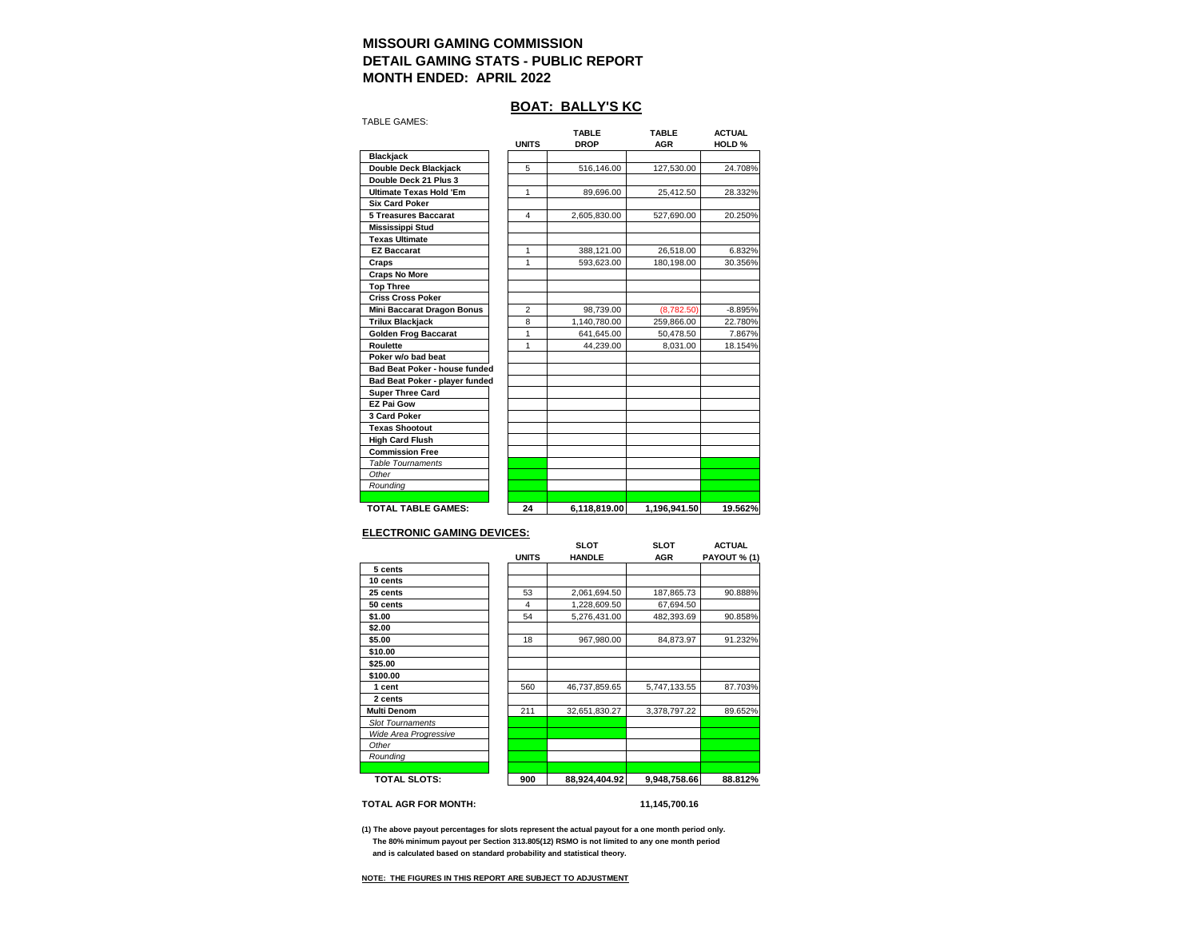**MISSOURI GAMING COMMISSION**
**DETAIL GAMING STATS - PUBLIC REPORT**
**MONTH ENDED: APRIL 2022**

## BOAT: BALLY'S KC

TABLE GAMES:

| | UNITS | TABLE DROP | TABLE AGR | ACTUAL HOLD % |
|---|---|---|---|---|
| Blackjack | | | | |
| Double Deck Blackjack | 5 | 516,146.00 | 127,530.00 | 24.708% |
| Double Deck 21 Plus 3 | | | | |
| Ultimate Texas Hold 'Em | 1 | 89,696.00 | 25,412.50 | 28.332% |
| Six Card Poker | | | | |
| 5 Treasures Baccarat | 4 | 2,605,830.00 | 527,690.00 | 20.250% |
| Mississippi Stud | | | | |
| Texas Ultimate | | | | |
| EZ Baccarat | 1 | 388,121.00 | 26,518.00 | 6.832% |
| Craps | 1 | 593,623.00 | 180,198.00 | 30.356% |
| Craps No More | | | | |
| Top Three | | | | |
| Criss Cross Poker | | | | |
| Mini Baccarat Dragon Bonus | 2 | 98,739.00 | (8,782.50) | -8.895% |
| Trilux Blackjack | 8 | 1,140,780.00 | 259,866.00 | 22.780% |
| Golden Frog Baccarat | 1 | 641,645.00 | 50,478.50 | 7.867% |
| Roulette | 1 | 44,239.00 | 8,031.00 | 18.154% |
| Poker w/o bad beat | | | | |
| Bad Beat Poker - house funded | | | | |
| Bad Beat Poker - player funded | | | | |
| Super Three Card | | | | |
| EZ Pai Gow | | | | |
| 3 Card Poker | | | | |
| Texas Shootout | | | | |
| High Card Flush | | | | |
| Commission Free | | | | |
| *Table Tournaments* | | | | |
| *Other* | | | | |
| *Rounding* | | | | |
| | | | | |
| **TOTAL TABLE GAMES:** | **24** | **6,118,819.00** | **1,196,941.50** | **19.562%** |

**ELECTRONIC GAMING DEVICES:**

| | UNITS | SLOT HANDLE | SLOT AGR | ACTUAL PAYOUT % (1) |
|---|---|---|---|---|
| 5 cents | | | | |
| 10 cents | | | | |
| 25 cents | 53 | 2,061,694.50 | 187,865.73 | 90.888% |
| 50 cents | 4 | 1,228,609.50 | 67,694.50 | |
| $1.00 | 54 | 5,276,431.00 | 482,393.69 | 90.858% |
| $2.00 | | | | |
| $5.00 | 18 | 967,980.00 | 84,873.97 | 91.232% |
| $10.00 | | | | |
| $25.00 | | | | |
| $100.00 | | | | |
| 1 cent | 560 | 46,737,859.65 | 5,747,133.55 | 87.703% |
| 2 cents | | | | |
| Multi Denom | 211 | 32,651,830.27 | 3,378,797.22 | 89.652% |
| *Slot Tournaments* | | | | |
| *Wide Area Progressive* | | | | |
| *Other* | | | | |
| *Rounding* | | | | |
| | | | | |
| **TOTAL SLOTS:** | **900** | **88,924,404.92** | **9,948,758.66** | **88.812%** |

**TOTAL AGR FOR MONTH:** **11,145,700.16**

**(1) The above payout percentages for slots represent the actual payout for a one month period only. The 80% minimum payout per Section 313.805(12) RSMO is not limited to any one month period and is calculated based on standard probability and statistical theory.**

**NOTE: THE FIGURES IN THIS REPORT ARE SUBJECT TO ADJUSTMENT**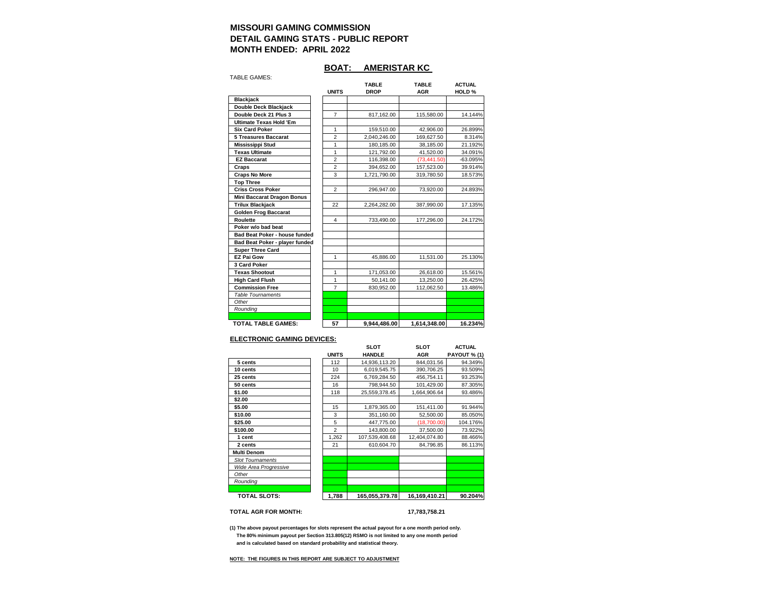# MISSOURI GAMING COMMISSION
## DETAIL GAMING STATS - PUBLIC REPORT
## MONTH ENDED: APRIL 2022

**BOAT: AMERISTAR KC**

TABLE GAMES:

| | UNITS | TABLE DROP | TABLE AGR | ACTUAL HOLD % |
|---|---|---|---|---|
| **Blackjack** | | | | |
| **Double Deck Blackjack** | | | | |
| **Double Deck 21 Plus 3** | 7 | 817,162.00 | 115,580.00 | 14.144% |
| **Ultimate Texas Hold 'Em** | | | | |
| **Six Card Poker** | 1 | 159,510.00 | 42,906.00 | 26.899% |
| **5 Treasures Baccarat** | 2 | 2,040,246.00 | 169,627.50 | 8.314% |
| **Mississippi Stud** | 1 | 180,185.00 | 38,185.00 | 21.192% |
| **Texas Ultimate** | 1 | 121,792.00 | 41,520.00 | 34.091% |
| **EZ Baccarat** | 2 | 116,398.00 | (73,441.50) | -63.095% |
| **Craps** | 2 | 394,652.00 | 157,523.00 | 39.914% |
| **Craps No More** | 3 | 1,721,790.00 | 319,780.50 | 18.573% |
| **Top Three** | | | | |
| **Criss Cross Poker** | 2 | 296,947.00 | 73,920.00 | 24.893% |
| **Mini Baccarat Dragon Bonus** | | | | |
| **Trilux Blackjack** | 22 | 2,264,282.00 | 387,990.00 | 17.135% |
| **Golden Frog Baccarat** | | | | |
| **Roulette** | 4 | 733,490.00 | 177,296.00 | 24.172% |
| **Poker w/o bad beat** | | | | |
| **Bad Beat Poker - house funded** | | | | |
| **Bad Beat Poker - player funded** | | | | |
| **Super Three Card** | | | | |
| **EZ Pai Gow** | 1 | 45,886.00 | 11,531.00 | 25.130% |
| **3 Card Poker** | | | | |
| **Texas Shootout** | 1 | 171,053.00 | 26,618.00 | 15.561% |
| **High Card Flush** | 1 | 50,141.00 | 13,250.00 | 26.425% |
| **Commission Free** | 7 | 830,952.00 | 112,062.50 | 13.486% |
| *Table Tournaments* | | | | |
| *Other* | | | | |
| *Rounding* | | | | |
| | | | | |
| **TOTAL TABLE GAMES:** | **57** | **9,944,486.00** | **1,614,348.00** | **16.234%** |

**ELECTRONIC GAMING DEVICES:**

| | UNITS | SLOT HANDLE | SLOT AGR | ACTUAL PAYOUT % (1) |
|---|---|---|---|---|
| **5 cents** | 112 | 14,936,113.20 | 844,031.56 | 94.349% |
| **10 cents** | 10 | 6,019,545.75 | 390,706.25 | 93.509% |
| **25 cents** | 224 | 6,769,284.50 | 456,754.11 | 93.253% |
| **50 cents** | 16 | 798,944.50 | 101,429.00 | 87.305% |
| **$1.00** | 118 | 25,559,378.45 | 1,664,906.64 | 93.486% |
| **$2.00** | | | | |
| **$5.00** | 15 | 1,879,365.00 | 151,411.00 | 91.944% |
| **$10.00** | 3 | 351,160.00 | 52,500.00 | 85.050% |
| **$25.00** | 5 | 447,775.00 | (18,700.00) | 104.176% |
| **$100.00** | 2 | 143,800.00 | 37,500.00 | 73.922% |
| **1 cent** | 1,262 | 107,539,408.68 | 12,404,074.80 | 88.466% |
| **2 cents** | 21 | 610,604.70 | 84,796.85 | 86.113% |
| **Multi Denom** | | | | |
| *Slot Tournaments* | | | | |
| *Wide Area Progressive* | | | | |
| *Other* | | | | |
| *Rounding* | | | | |
| | | | | |
| **TOTAL SLOTS:** | **1,788** | **165,055,379.78** | **16,169,410.21** | **90.204%** |

**TOTAL AGR FOR MONTH:** **17,783,758.21**

**(1) The above payout percentages for slots represent the actual payout for a one month period only. The 80% minimum payout per Section 313.805(12) RSMO is not limited to any one month period and is calculated based on standard probability and statistical theory.**

**NOTE: THE FIGURES IN THIS REPORT ARE SUBJECT TO ADJUSTMENT**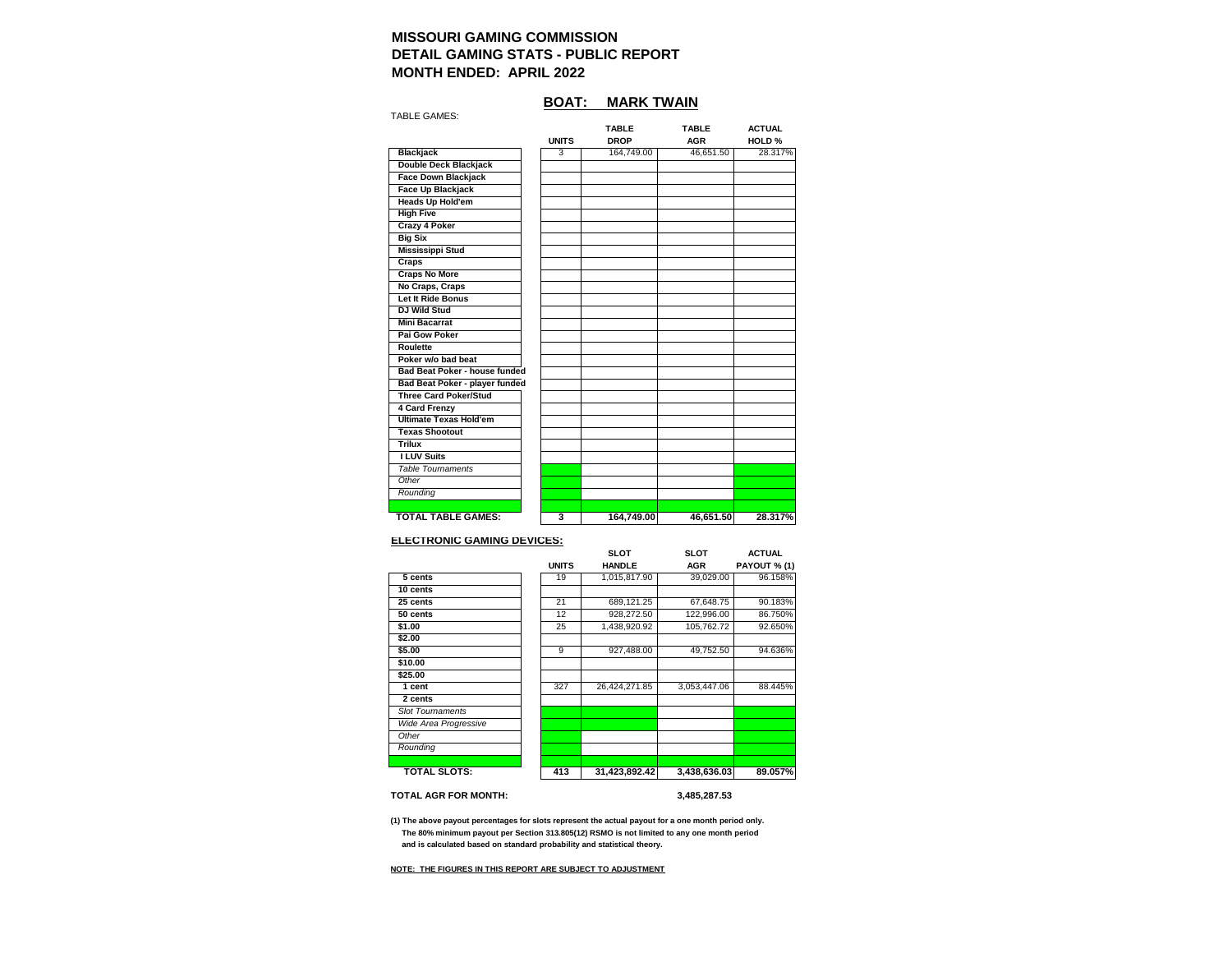# MISSOURI GAMING COMMISSION
# DETAIL GAMING STATS - PUBLIC REPORT
# MONTH ENDED: APRIL 2022

## BOAT: MARK TWAIN

TABLE GAMES:

| | UNITS | TABLE DROP | TABLE AGR | ACTUAL HOLD % |
|---|---|---|---|---|
| **Blackjack** | 3 | 164,749.00 | 46,651.50 | 28.317% |
| **Double Deck Blackjack** | | | | |
| **Face Down Blackjack** | | | | |
| **Face Up Blackjack** | | | | |
| **Heads Up Hold'em** | | | | |
| **High Five** | | | | |
| **Crazy 4 Poker** | | | | |
| **Big Six** | | | | |
| **Mississippi Stud** | | | | |
| **Craps** | | | | |
| **Craps No More** | | | | |
| **No Craps, Craps** | | | | |
| **Let It Ride Bonus** | | | | |
| **DJ Wild Stud** | | | | |
| **Mini Bacarrat** | | | | |
| **Pai Gow Poker** | | | | |
| **Roulette** | | | | |
| **Poker w/o bad beat** | | | | |
| **Bad Beat Poker - house funded** | | | | |
| **Bad Beat Poker - player funded** | | | | |
| **Three Card Poker/Stud** | | | | |
| **4 Card Frenzy** | | | | |
| **Ultimate Texas Hold'em** | | | | |
| **Texas Shootout** | | | | |
| **Trilux** | | | | |
| **I LUV Suits** | | | | |
| *Table Tournaments* | | | | |
| *Other* | | | | |
| *Rounding* | | | | |
| | | | | |
| **TOTAL TABLE GAMES:** | **3** | **164,749.00** | **46,651.50** | **28.317%** |

**ELECTRONIC GAMING DEVICES:**

| | UNITS | SLOT HANDLE | SLOT AGR | ACTUAL PAYOUT % (1) |
|---|---|---|---|---|
| **5 cents** | 19 | 1,015,817.90 | 39,029.00 | 96.158% |
| **10 cents** | | | | |
| **25 cents** | 21 | 689,121.25 | 67,648.75 | 90.183% |
| **50 cents** | 12 | 928,272.50 | 122,996.00 | 86.750% |
| **$1.00** | 25 | 1,438,920.92 | 105,762.72 | 92.650% |
| **$2.00** | | | | |
| **$5.00** | 9 | 927,488.00 | 49,752.50 | 94.636% |
| **$10.00** | | | | |
| **$25.00** | | | | |
| **1 cent** | 327 | 26,424,271.85 | 3,053,447.06 | 88.445% |
| **2 cents** | | | | |
| *Slot Tournaments* | | | | |
| *Wide Area Progressive* | | | | |
| *Other* | | | | |
| *Rounding* | | | | |
| | | | | |
| **TOTAL SLOTS:** | **413** | **31,423,892.42** | **3,438,636.03** | **89.057%** |

**TOTAL AGR FOR MONTH:** **3,485,287.53**

**(1) The above payout percentages for slots represent the actual payout for a one month period only. The 80% minimum payout per Section 313.805(12) RSMO is not limited to any one month period and is calculated based on standard probability and statistical theory.**

**NOTE: THE FIGURES IN THIS REPORT ARE SUBJECT TO ADJUSTMENT**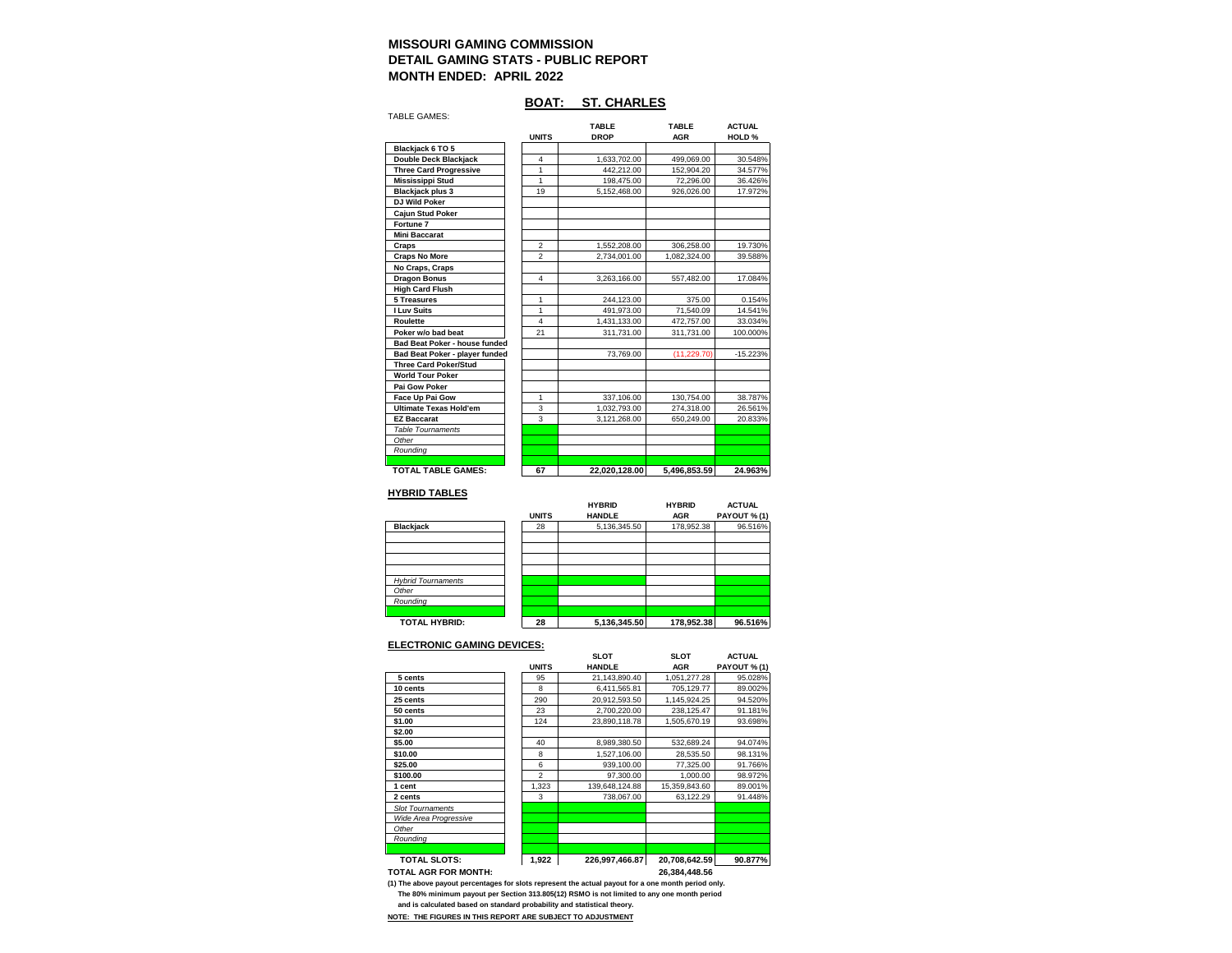# MISSOURI GAMING COMMISSION
# DETAIL GAMING STATS - PUBLIC REPORT
# MONTH ENDED: APRIL 2022

## BOAT: ST. CHARLES

TABLE GAMES:

| | UNITS | TABLE DROP | TABLE AGR | ACTUAL HOLD % |
|---|---|---|---|---|
| **Blackjack 6 TO 5** | | | | |
| **Double Deck Blackjack** | 4 | 1,633,702.00 | 499,069.00 | 30.548% |
| **Three Card Progressive** | 1 | 442,212.00 | 152,904.20 | 34.577% |
| **Mississippi Stud** | 1 | 198,475.00 | 72,296.00 | 36.426% |
| **Blackjack plus 3** | 19 | 5,152,468.00 | 926,026.00 | 17.972% |
| **DJ Wild Poker** | | | | |
| **Cajun Stud Poker** | | | | |
| **Fortune 7** | | | | |
| **Mini Baccarat** | | | | |
| **Craps** | 2 | 1,552,208.00 | 306,258.00 | 19.730% |
| **Craps No More** | 2 | 2,734,001.00 | 1,082,324.00 | 39.588% |
| **No Craps, Craps** | | | | |
| **Dragon Bonus** | 4 | 3,263,166.00 | 557,482.00 | 17.084% |
| **High Card Flush** | | | | |
| **5 Treasures** | 1 | 244,123.00 | 375.00 | 0.154% |
| **I Luv Suits** | 1 | 491,973.00 | 71,540.09 | 14.541% |
| **Roulette** | 4 | 1,431,133.00 | 472,757.00 | 33.034% |
| **Poker w/o bad beat** | 21 | 311,731.00 | 311,731.00 | 100.000% |
| **Bad Beat Poker - house funded** | | | | |
| **Bad Beat Poker - player funded** | | 73,769.00 | (11,229.70) | -15.223% |
| **Three Card Poker/Stud** | | | | |
| **World Tour Poker** | | | | |
| **Pai Gow Poker** | | | | |
| **Face Up Pai Gow** | 1 | 337,106.00 | 130,754.00 | 38.787% |
| **Ultimate Texas Hold'em** | 3 | 1,032,793.00 | 274,318.00 | 26.561% |
| **EZ Baccarat** | 3 | 3,121,268.00 | 650,249.00 | 20.833% |
| *Table Tournaments* | | | | |
| *Other* | | | | |
| *Rounding* | | | | |
| | | | | |
| **TOTAL TABLE GAMES:** | **67** | **22,020,128.00** | **5,496,853.59** | **24.963%** |

## HYBRID TABLES

| | UNITS | HYBRID HANDLE | HYBRID AGR | ACTUAL PAYOUT % (1) |
|---|---|---|---|---|
| **Blackjack** | 28 | 5,136,345.50 | 178,952.38 | 96.516% |
| | | | | |
| | | | | |
| | | | | |
| | | | | |
| *Hybrid Tournaments* | | | | |
| *Other* | | | | |
| *Rounding* | | | | |
| | | | | |
| **TOTAL HYBRID:** | **28** | **5,136,345.50** | **178,952.38** | **96.516%** |

## ELECTRONIC GAMING DEVICES:

| | UNITS | SLOT HANDLE | SLOT AGR | ACTUAL PAYOUT % (1) |
|---|---|---|---|---|
| **5 cents** | 95 | 21,143,890.40 | 1,051,277.28 | 95.028% |
| **10 cents** | 8 | 6,411,565.81 | 705,129.77 | 89.002% |
| **25 cents** | 290 | 20,912,593.50 | 1,145,924.25 | 94.520% |
| **50 cents** | 23 | 2,700,220.00 | 238,125.47 | 91.181% |
| **$1.00** | 124 | 23,890,118.78 | 1,505,670.19 | 93.698% |
| **$2.00** | | | | |
| **$5.00** | 40 | 8,989,380.50 | 532,689.24 | 94.074% |
| **$10.00** | 8 | 1,527,106.00 | 28,535.50 | 98.131% |
| **$25.00** | 6 | 939,100.00 | 77,325.00 | 91.766% |
| **$100.00** | 2 | 97,300.00 | 1,000.00 | 98.972% |
| **1 cent** | 1,323 | 139,648,124.88 | 15,359,843.60 | 89.001% |
| **2 cents** | 3 | 738,067.00 | 63,122.29 | 91.448% |
| *Slot Tournaments* | | | | |
| *Wide Area Progressive* | | | | |
| *Other* | | | | |
| *Rounding* | | | | |
| | | | | |
| **TOTAL SLOTS:** | **1,922** | **226,997,466.87** | **20,708,642.59** | **90.877%** |
| **TOTAL AGR FOR MONTH:** | | | **26,384,448.56** | |

**(1) The above payout percentages for slots represent the actual payout for a one month period only. The 80% minimum payout per Section 313.805(12) RSMO is not limited to any one month period and is calculated based on standard probability and statistical theory.**

**NOTE: THE FIGURES IN THIS REPORT ARE SUBJECT TO ADJUSTMENT**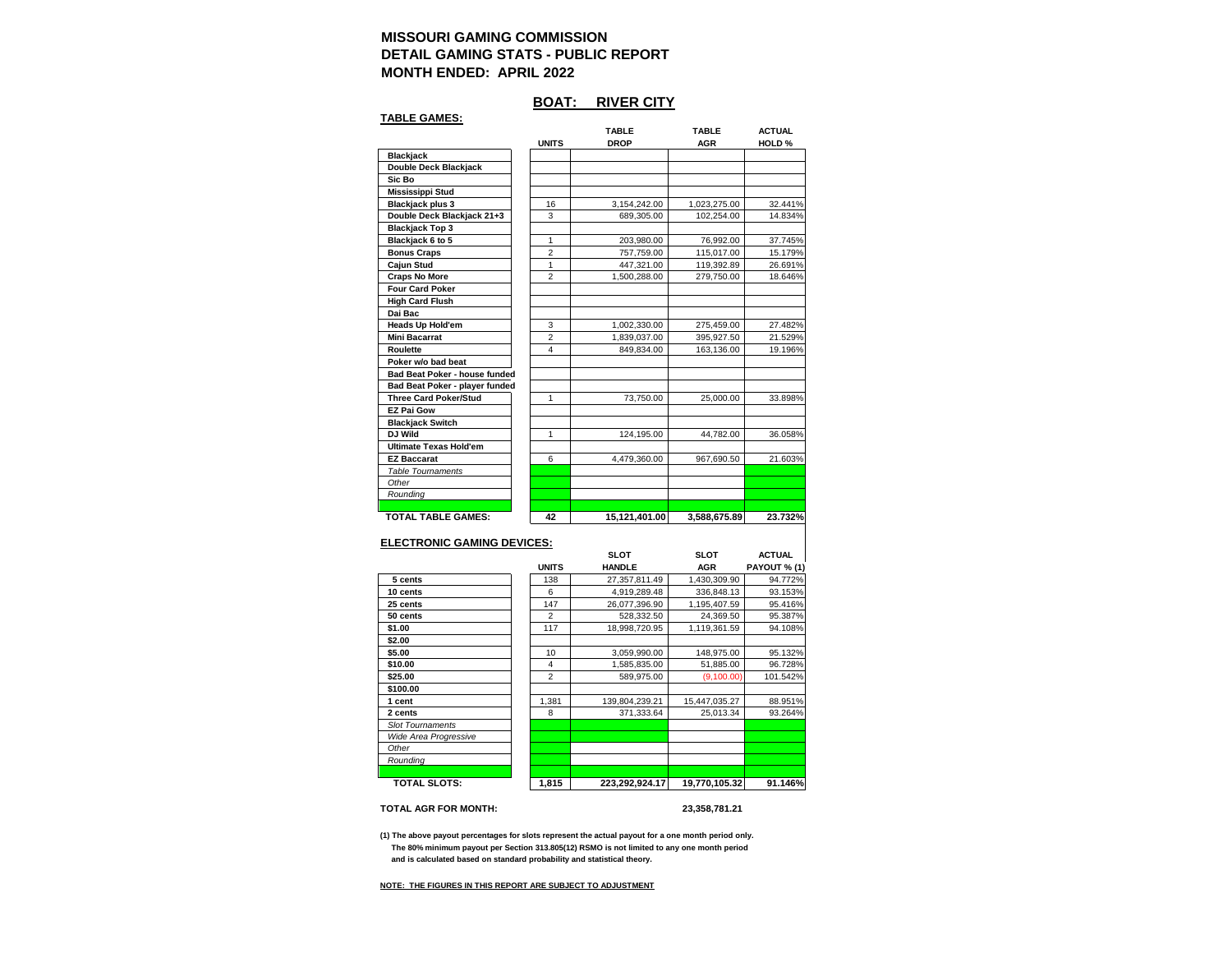# MISSOURI GAMING COMMISSION
## DETAIL GAMING STATS - PUBLIC REPORT
## MONTH ENDED: APRIL 2022

### BOAT: RIVER CITY

**TABLE GAMES:**

| | UNITS | TABLE DROP | TABLE AGR | ACTUAL HOLD % |
|---|---|---|---|---|
| **Blackjack** | | | | |
| **Double Deck Blackjack** | | | | |
| **Sic Bo** | | | | |
| **Mississippi Stud** | | | | |
| **Blackjack plus 3** | 16 | 3,154,242.00 | 1,023,275.00 | 32.441% |
| **Double Deck Blackjack 21+3** | 3 | 689,305.00 | 102,254.00 | 14.834% |
| **Blackjack Top 3** | | | | |
| **Blackjack 6 to 5** | 1 | 203,980.00 | 76,992.00 | 37.745% |
| **Bonus Craps** | 2 | 757,759.00 | 115,017.00 | 15.179% |
| **Cajun Stud** | 1 | 447,321.00 | 119,392.89 | 26.691% |
| **Craps No More** | 2 | 1,500,288.00 | 279,750.00 | 18.646% |
| **Four Card Poker** | | | | |
| **High Card Flush** | | | | |
| **Dai Bac** | | | | |
| **Heads Up Hold'em** | 3 | 1,002,330.00 | 275,459.00 | 27.482% |
| **Mini Bacarrat** | 2 | 1,839,037.00 | 395,927.50 | 21.529% |
| **Roulette** | 4 | 849,834.00 | 163,136.00 | 19.196% |
| **Poker w/o bad beat** | | | | |
| **Bad Beat Poker - house funded** | | | | |
| **Bad Beat Poker - player funded** | | | | |
| **Three Card Poker/Stud** | 1 | 73,750.00 | 25,000.00 | 33.898% |
| **EZ Pai Gow** | | | | |
| **Blackjack Switch** | | | | |
| **DJ Wild** | 1 | 124,195.00 | 44,782.00 | 36.058% |
| **Ultimate Texas Hold'em** | | | | |
| **EZ Baccarat** | 6 | 4,479,360.00 | 967,690.50 | 21.603% |
| *Table Tournaments* | | | | |
| *Other* | | | | |
| *Rounding* | | | | |
| | | | | |
| **TOTAL TABLE GAMES:** | **42** | **15,121,401.00** | **3,588,675.89** | **23.732%** |

**ELECTRONIC GAMING DEVICES:**

| | UNITS | SLOT HANDLE | SLOT AGR | ACTUAL PAYOUT % (1) |
|---|---|---|---|---|
| **5 cents** | 138 | 27,357,811.49 | 1,430,309.90 | 94.772% |
| **10 cents** | 6 | 4,919,289.48 | 336,848.13 | 93.153% |
| **25 cents** | 147 | 26,077,396.90 | 1,195,407.59 | 95.416% |
| **50 cents** | 2 | 528,332.50 | 24,369.50 | 95.387% |
| **$1.00** | 117 | 18,998,720.95 | 1,119,361.59 | 94.108% |
| **$2.00** | | | | |
| **$5.00** | 10 | 3,059,990.00 | 148,975.00 | 95.132% |
| **$10.00** | 4 | 1,585,835.00 | 51,885.00 | 96.728% |
| **$25.00** | 2 | 589,975.00 | (9,100.00) | 101.542% |
| **$100.00** | | | | |
| **1 cent** | 1,381 | 139,804,239.21 | 15,447,035.27 | 88.951% |
| **2 cents** | 8 | 371,333.64 | 25,013.34 | 93.264% |
| *Slot Tournaments* | | | | |
| *Wide Area Progressive* | | | | |
| *Other* | | | | |
| *Rounding* | | | | |
| | | | | |
| **TOTAL SLOTS:** | **1,815** | **223,292,924.17** | **19,770,105.32** | **91.146%** |

**TOTAL AGR FOR MONTH:** **23,358,781.21**

**(1) The above payout percentages for slots represent the actual payout for a one month period only. The 80% minimum payout per Section 313.805(12) RSMO is not limited to any one month period and is calculated based on standard probability and statistical theory.**

**NOTE: THE FIGURES IN THIS REPORT ARE SUBJECT TO ADJUSTMENT**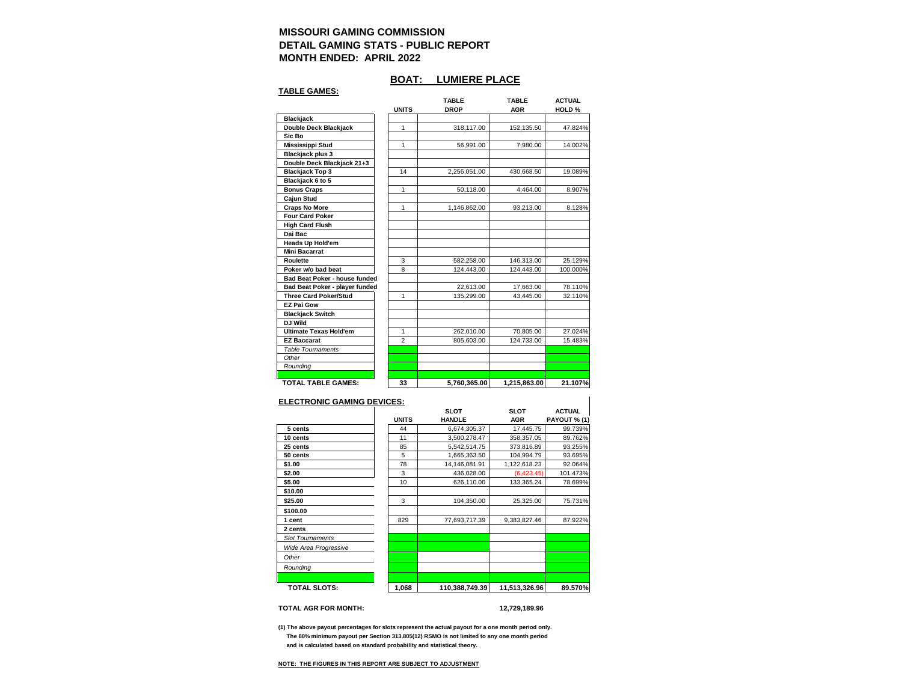# MISSOURI GAMING COMMISSION
# DETAIL GAMING STATS - PUBLIC REPORT
# MONTH ENDED: APRIL 2022

## BOAT: LUMIERE PLACE

**TABLE GAMES:**

| | UNITS | TABLE DROP | TABLE AGR | ACTUAL HOLD % |
|---|---|---|---|---|
| **Blackjack** | | | | |
| **Double Deck Blackjack** | 1 | 318,117.00 | 152,135.50 | 47.824% |
| **Sic Bo** | | | | |
| **Mississippi Stud** | 1 | 56,991.00 | 7,980.00 | 14.002% |
| **Blackjack plus 3** | | | | |
| **Double Deck Blackjack 21+3** | | | | |
| **Blackjack Top 3** | 14 | 2,256,051.00 | 430,668.50 | 19.089% |
| **Blackjack 6 to 5** | | | | |
| **Bonus Craps** | 1 | 50,118.00 | 4,464.00 | 8.907% |
| **Cajun Stud** | | | | |
| **Craps No More** | 1 | 1,146,862.00 | 93,213.00 | 8.128% |
| **Four Card Poker** | | | | |
| **High Card Flush** | | | | |
| **Dai Bac** | | | | |
| **Heads Up Hold'em** | | | | |
| **Mini Bacarrat** | | | | |
| **Roulette** | 3 | 582,258.00 | 146,313.00 | 25.129% |
| **Poker w/o bad beat** | 8 | 124,443.00 | 124,443.00 | 100.000% |
| **Bad Beat Poker - house funded** | | | | |
| **Bad Beat Poker - player funded** | | 22,613.00 | 17,663.00 | 78.110% |
| **Three Card Poker/Stud** | 1 | 135,299.00 | 43,445.00 | 32.110% |
| **EZ Pai Gow** | | | | |
| **Blackjack Switch** | | | | |
| **DJ Wild** | | | | |
| **Ultimate Texas Hold'em** | 1 | 262,010.00 | 70,805.00 | 27.024% |
| **EZ Baccarat** | 2 | 805,603.00 | 124,733.00 | 15.483% |
| *Table Tournaments* | | | | |
| *Other* | | | | |
| *Rounding* | | | | |
| | | | | |
| **TOTAL TABLE GAMES:** | **33** | **5,760,365.00** | **1,215,863.00** | **21.107%** |

**ELECTRONIC GAMING DEVICES:**

| | UNITS | SLOT HANDLE | SLOT AGR | ACTUAL PAYOUT % (1) |
|---|---|---|---|---|
| **5 cents** | 44 | 6,674,305.37 | 17,445.75 | 99.739% |
| **10 cents** | 11 | 3,500,278.47 | 358,357.05 | 89.762% |
| **25 cents** | 85 | 5,542,514.75 | 373,816.89 | 93.255% |
| **50 cents** | 5 | 1,665,363.50 | 104,994.79 | 93.695% |
| **$1.00** | 78 | 14,146,081.91 | 1,122,618.23 | 92.064% |
| **$2.00** | 3 | 436,028.00 | (6,423.45) | 101.473% |
| **$5.00** | 10 | 626,110.00 | 133,365.24 | 78.699% |
| **$10.00** | | | | |
| **$25.00** | 3 | 104,350.00 | 25,325.00 | 75.731% |
| **$100.00** | | | | |
| **1 cent** | 829 | 77,693,717.39 | 9,383,827.46 | 87.922% |
| **2 cents** | | | | |
| *Slot Tournaments* | | | | |
| *Wide Area Progressive* | | | | |
| *Other* | | | | |
| *Rounding* | | | | |
| | | | | |
| **TOTAL SLOTS:** | **1,068** | **110,388,749.39** | **11,513,326.96** | **89.570%** |

**TOTAL AGR FOR MONTH:** **12,729,189.96**

**(1) The above payout percentages for slots represent the actual payout for a one month period only. The 80% minimum payout per Section 313.805(12) RSMO is not limited to any one month period and is calculated based on standard probability and statistical theory.**

**NOTE: THE FIGURES IN THIS REPORT ARE SUBJECT TO ADJUSTMENT**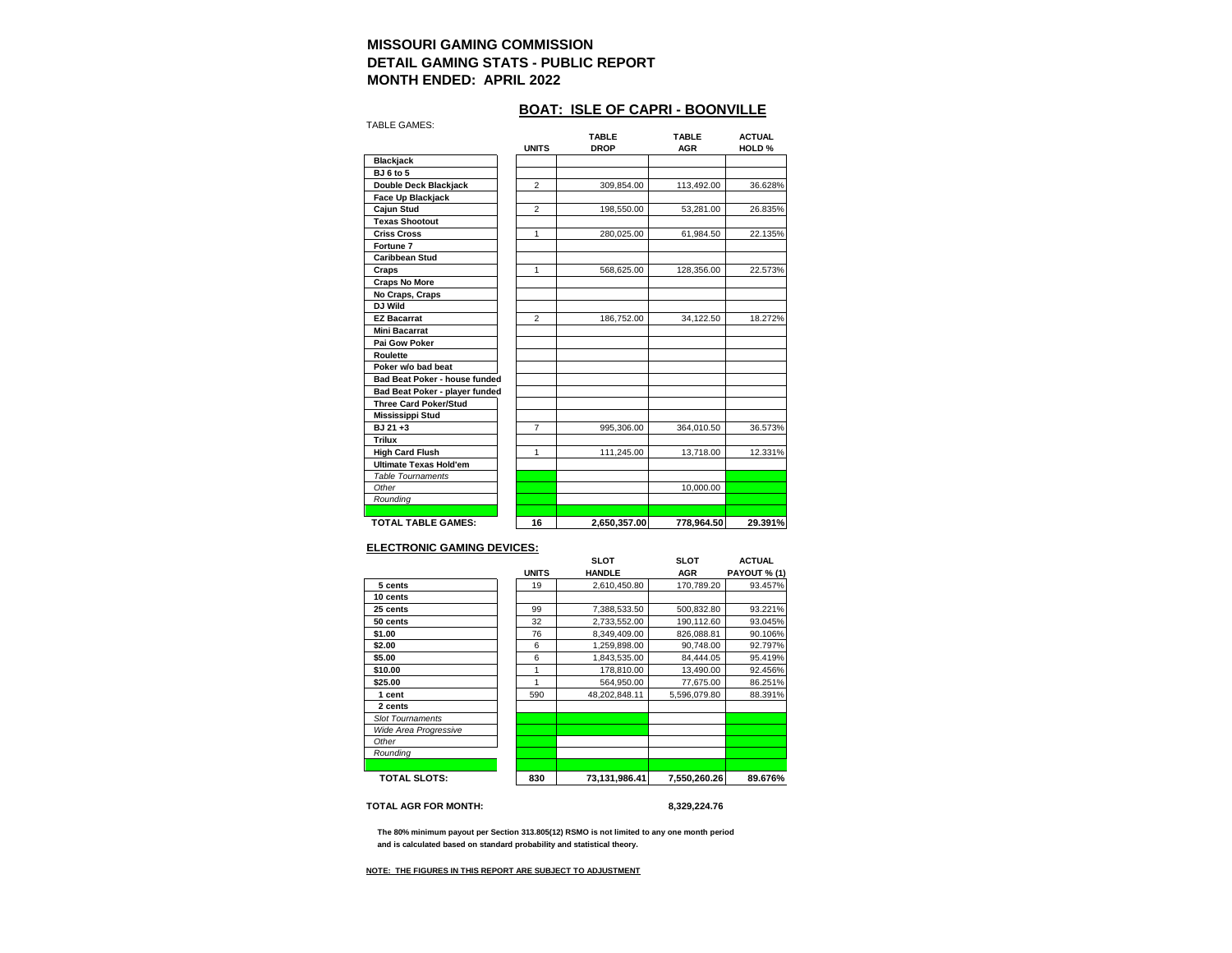# MISSOURI GAMING COMMISSION
# DETAIL GAMING STATS - PUBLIC REPORT
# MONTH ENDED: APRIL 2022

## BOAT: ISLE OF CAPRI - BOONVILLE

TABLE GAMES:

| | UNITS | TABLE DROP | TABLE AGR | ACTUAL HOLD % |
|---|---|---|---|---|
| **Blackjack** | | | | |
| **BJ 6 to 5** | | | | |
| **Double Deck Blackjack** | 2 | 309,854.00 | 113,492.00 | 36.628% |
| **Face Up Blackjack** | | | | |
| **Cajun Stud** | 2 | 198,550.00 | 53,281.00 | 26.835% |
| **Texas Shootout** | | | | |
| **Criss Cross** | 1 | 280,025.00 | 61,984.50 | 22.135% |
| **Fortune 7** | | | | |
| **Caribbean Stud** | | | | |
| **Craps** | 1 | 568,625.00 | 128,356.00 | 22.573% |
| **Craps No More** | | | | |
| **No Craps, Craps** | | | | |
| **DJ Wild** | | | | |
| **EZ Bacarrat** | 2 | 186,752.00 | 34,122.50 | 18.272% |
| **Mini Bacarrat** | | | | |
| **Pai Gow Poker** | | | | |
| **Roulette** | | | | |
| **Poker w/o bad beat** | | | | |
| **Bad Beat Poker - house funded** | | | | |
| **Bad Beat Poker - player funded** | | | | |
| **Three Card Poker/Stud** | | | | |
| **Mississippi Stud** | | | | |
| **BJ 21 +3** | 7 | 995,306.00 | 364,010.50 | 36.573% |
| **Trilux** | | | | |
| **High Card Flush** | 1 | 111,245.00 | 13,718.00 | 12.331% |
| **Ultimate Texas Hold'em** | | | | |
| *Table Tournaments* | | | | |
| *Other* | | | 10,000.00 | |
| *Rounding* | | | | |
| | | | | |
| **TOTAL TABLE GAMES:** | **16** | **2,650,357.00** | **778,964.50** | **29.391%** |

**ELECTRONIC GAMING DEVICES:**

| | UNITS | SLOT HANDLE | SLOT AGR | ACTUAL PAYOUT % (1) |
|---|---|---|---|---|
| **5 cents** | 19 | 2,610,450.80 | 170,789.20 | 93.457% |
| **10 cents** | | | | |
| **25 cents** | 99 | 7,388,533.50 | 500,832.80 | 93.221% |
| **50 cents** | 32 | 2,733,552.00 | 190,112.60 | 93.045% |
| **$1.00** | 76 | 8,349,409.00 | 826,088.81 | 90.106% |
| **$2.00** | 6 | 1,259,898.00 | 90,748.00 | 92.797% |
| **$5.00** | 6 | 1,843,535.00 | 84,444.05 | 95.419% |
| **$10.00** | 1 | 178,810.00 | 13,490.00 | 92.456% |
| **$25.00** | 1 | 564,950.00 | 77,675.00 | 86.251% |
| **1 cent** | 590 | 48,202,848.11 | 5,596,079.80 | 88.391% |
| **2 cents** | | | | |
| *Slot Tournaments* | | | | |
| *Wide Area Progressive* | | | | |
| *Other* | | | | |
| *Rounding* | | | | |
| | | | | |
| **TOTAL SLOTS:** | **830** | **73,131,986.41** | **7,550,260.26** | **89.676%** |

**TOTAL AGR FOR MONTH:** **8,329,224.76**

**The 80% minimum payout per Section 313.805(12) RSMO is not limited to any one month period and is calculated based on standard probability and statistical theory.**

**NOTE: THE FIGURES IN THIS REPORT ARE SUBJECT TO ADJUSTMENT**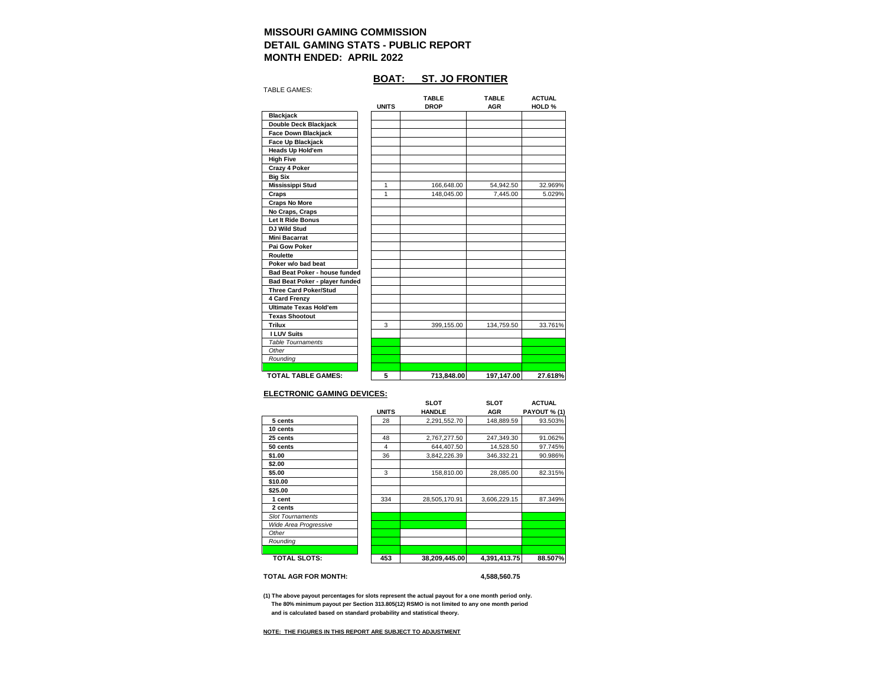# MISSOURI GAMING COMMISSION
# DETAIL GAMING STATS - PUBLIC REPORT
# MONTH ENDED: APRIL 2022

## BOAT: ST. JO FRONTIER

TABLE GAMES:

| | UNITS | TABLE DROP | TABLE AGR | ACTUAL HOLD % |
|---|---|---|---|---|
| **Blackjack** | | | | |
| **Double Deck Blackjack** | | | | |
| **Face Down Blackjack** | | | | |
| **Face Up Blackjack** | | | | |
| **Heads Up Hold'em** | | | | |
| **High Five** | | | | |
| **Crazy 4 Poker** | | | | |
| **Big Six** | | | | |
| **Mississippi Stud** | 1 | 166,648.00 | 54,942.50 | 32.969% |
| **Craps** | 1 | 148,045.00 | 7,445.00 | 5.029% |
| **Craps No More** | | | | |
| **No Craps, Craps** | | | | |
| **Let It Ride Bonus** | | | | |
| **DJ Wild Stud** | | | | |
| **Mini Bacarrat** | | | | |
| **Pai Gow Poker** | | | | |
| **Roulette** | | | | |
| **Poker w/o bad beat** | | | | |
| **Bad Beat Poker - house funded** | | | | |
| **Bad Beat Poker - player funded** | | | | |
| **Three Card Poker/Stud** | | | | |
| **4 Card Frenzy** | | | | |
| **Ultimate Texas Hold'em** | | | | |
| **Texas Shootout** | | | | |
| **Trilux** | 3 | 399,155.00 | 134,759.50 | 33.761% |
| **I LUV Suits** | | | | |
| *Table Tournaments* | | | | |
| *Other* | | | | |
| *Rounding* | | | | |
| | | | | |
| **TOTAL TABLE GAMES:** | **5** | **713,848.00** | **197,147.00** | **27.618%** |

### ELECTRONIC GAMING DEVICES:

| | UNITS | SLOT HANDLE | SLOT AGR | ACTUAL PAYOUT % (1) |
|---|---|---|---|---|
| **5 cents** | 28 | 2,291,552.70 | 148,889.59 | 93.503% |
| **10 cents** | | | | |
| **25 cents** | 48 | 2,767,277.50 | 247,349.30 | 91.062% |
| **50 cents** | 4 | 644,407.50 | 14,528.50 | 97.745% |
| **$1.00** | 36 | 3,842,226.39 | 346,332.21 | 90.986% |
| **$2.00** | | | | |
| **$5.00** | 3 | 158,810.00 | 28,085.00 | 82.315% |
| **$10.00** | | | | |
| **$25.00** | | | | |
| **1 cent** | 334 | 28,505,170.91 | 3,606,229.15 | 87.349% |
| **2 cents** | | | | |
| *Slot Tournaments* | | | | |
| *Wide Area Progressive* | | | | |
| *Other* | | | | |
| *Rounding* | | | | |
| | | | | |
| **TOTAL SLOTS:** | **453** | **38,209,445.00** | **4,391,413.75** | **88.507%** |

**TOTAL AGR FOR MONTH:** **4,588,560.75**

**(1) The above payout percentages for slots represent the actual payout for a one month period only. The 80% minimum payout per Section 313.805(12) RSMO is not limited to any one month period and is calculated based on standard probability and statistical theory.**

**NOTE: THE FIGURES IN THIS REPORT ARE SUBJECT TO ADJUSTMENT**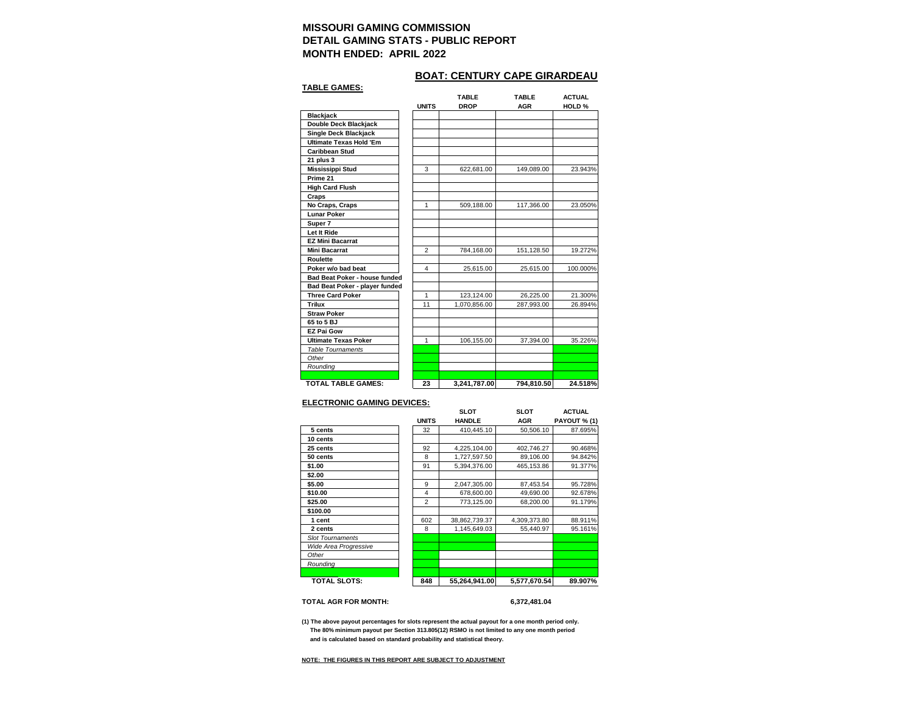**MISSOURI GAMING COMMISSION**
**DETAIL GAMING STATS - PUBLIC REPORT**
**MONTH ENDED: APRIL 2022**

## BOAT: CENTURY CAPE GIRARDEAU

**TABLE GAMES:**

| | UNITS | TABLE DROP | TABLE AGR | ACTUAL HOLD % |
|---|---|---|---|---|
| Blackjack | | | | |
| Double Deck Blackjack | | | | |
| Single Deck Blackjack | | | | |
| Ultimate Texas Hold 'Em | | | | |
| Caribbean Stud | | | | |
| 21 plus 3 | | | | |
| Mississippi Stud | 3 | 622,681.00 | 149,089.00 | 23.943% |
| Prime 21 | | | | |
| High Card Flush | | | | |
| Craps | | | | |
| No Craps, Craps | 1 | 509,188.00 | 117,366.00 | 23.050% |
| Lunar Poker | | | | |
| Super 7 | | | | |
| Let It Ride | | | | |
| EZ Mini Bacarrat | | | | |
| Mini Bacarrat | 2 | 784,168.00 | 151,128.50 | 19.272% |
| Roulette | | | | |
| Poker w/o bad beat | 4 | 25,615.00 | 25,615.00 | 100.000% |
| Bad Beat Poker - house funded | | | | |
| Bad Beat Poker - player funded | | | | |
| Three Card Poker | 1 | 123,124.00 | 26,225.00 | 21.300% |
| Trilux | 11 | 1,070,856.00 | 287,993.00 | 26.894% |
| Straw Poker | | | | |
| 65 to 5 BJ | | | | |
| EZ Pai Gow | | | | |
| Ultimate Texas Poker | 1 | 106,155.00 | 37,394.00 | 35.226% |
| *Table Tournaments* | | | | |
| *Other* | | | | |
| *Rounding* | | | | |
| | | | | |
| **TOTAL TABLE GAMES:** | **23** | **3,241,787.00** | **794,810.50** | **24.518%** |

**ELECTRONIC GAMING DEVICES:**

| | UNITS | SLOT HANDLE | SLOT AGR | ACTUAL PAYOUT % (1) |
|---|---|---|---|---|
| 5 cents | 32 | 410,445.10 | 50,506.10 | 87.695% |
| 10 cents | | | | |
| 25 cents | 92 | 4,225,104.00 | 402,746.27 | 90.468% |
| 50 cents | 8 | 1,727,597.50 | 89,106.00 | 94.842% |
| $1.00 | 91 | 5,394,376.00 | 465,153.86 | 91.377% |
| $2.00 | | | | |
| $5.00 | 9 | 2,047,305.00 | 87,453.54 | 95.728% |
| $10.00 | 4 | 678,600.00 | 49,690.00 | 92.678% |
| $25.00 | 2 | 773,125.00 | 68,200.00 | 91.179% |
| $100.00 | | | | |
| 1 cent | 602 | 38,862,739.37 | 4,309,373.80 | 88.911% |
| 2 cents | 8 | 1,145,649.03 | 55,440.97 | 95.161% |
| *Slot Tournaments* | | | | |
| *Wide Area Progressive* | | | | |
| *Other* | | | | |
| *Rounding* | | | | |
| | | | | |
| **TOTAL SLOTS:** | **848** | **55,264,941.00** | **5,577,670.54** | **89.907%** |

**TOTAL AGR FOR MONTH:** **6,372,481.04**

**(1) The above payout percentages for slots represent the actual payout for a one month period only. The 80% minimum payout per Section 313.805(12) RSMO is not limited to any one month period and is calculated based on standard probability and statistical theory.**

**NOTE: THE FIGURES IN THIS REPORT ARE SUBJECT TO ADJUSTMENT**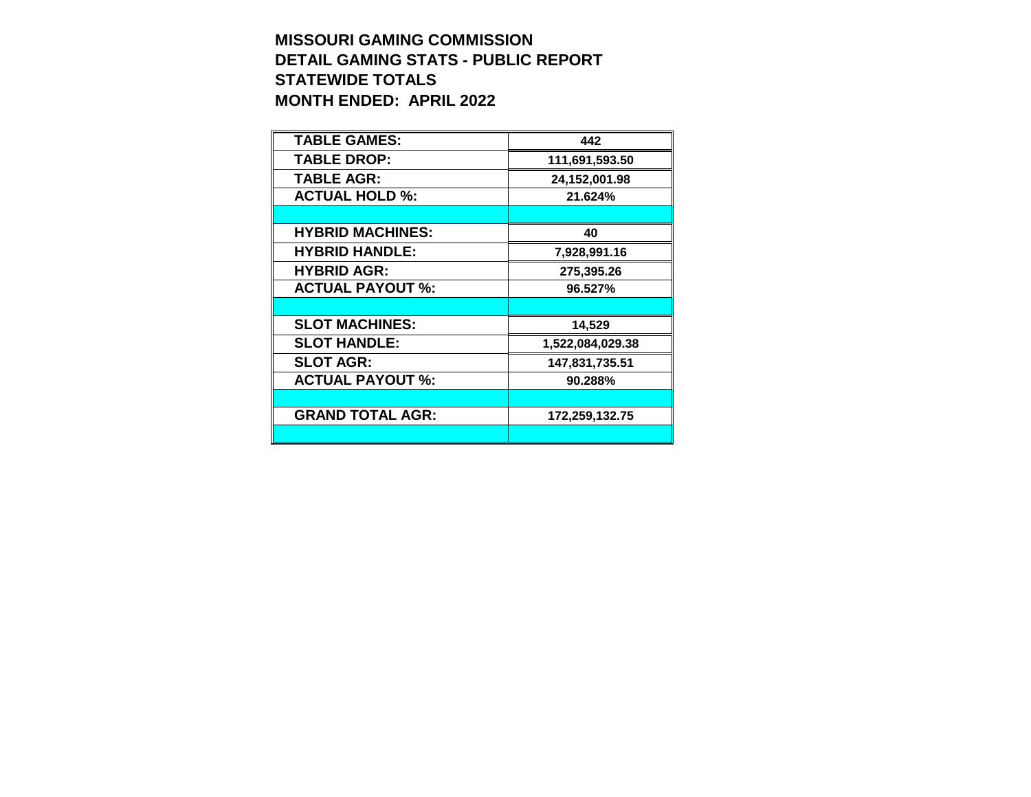**MISSOURI GAMING COMMISSION**
**DETAIL GAMING STATS - PUBLIC REPORT**
**STATEWIDE TOTALS**
**MONTH ENDED: APRIL 2022**

| | |
|---|---|
| **TABLE GAMES:** | 442 |
| **TABLE DROP:** | 111,691,593.50 |
| **TABLE AGR:** | 24,152,001.98 |
| **ACTUAL HOLD %:** | 21.624% |
| | |
| **HYBRID MACHINES:** | 40 |
| **HYBRID HANDLE:** | 7,928,991.16 |
| **HYBRID AGR:** | 275,395.26 |
| **ACTUAL PAYOUT %:** | 96.527% |
| | |
| **SLOT MACHINES:** | 14,529 |
| **SLOT HANDLE:** | 1,522,084,029.38 |
| **SLOT AGR:** | 147,831,735.51 |
| **ACTUAL PAYOUT %:** | 90.288% |
| | |
| **GRAND TOTAL AGR:** | 172,259,132.75 |
| | |